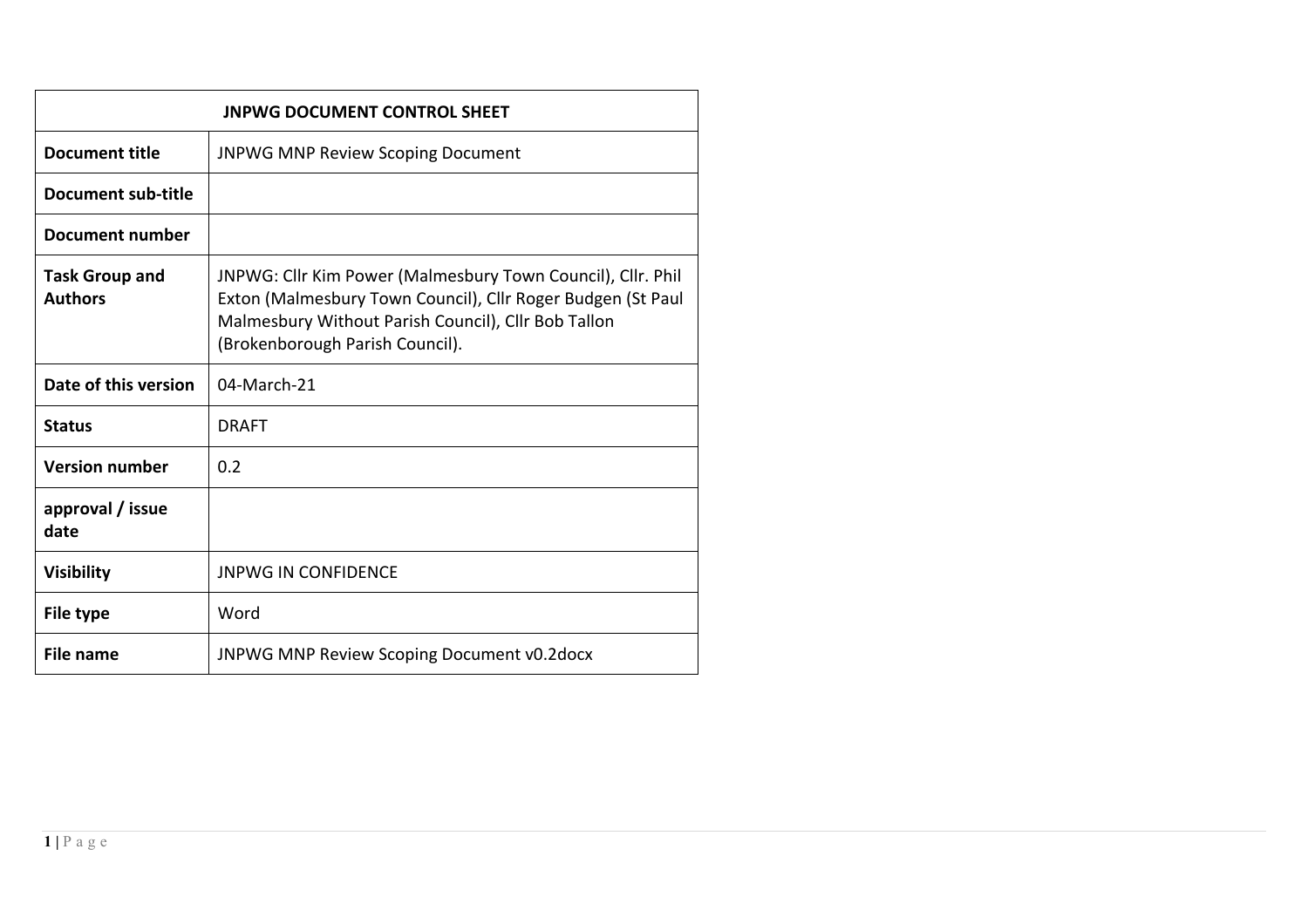| JNPWG DOCUMENT CONTROL SHEET | |
|---|---|
| **Document title** | JNPWG MNP Review Scoping Document |
| **Document sub-title** | |
| **Document number** | |
| **Task Group and Authors** | JNPWG: Cllr Kim Power (Malmesbury Town Council), Cllr. Phil Exton (Malmesbury Town Council), Cllr Roger Budgen (St Paul Malmesbury Without Parish Council), Cllr Bob Tallon (Brokenborough Parish Council). |
| **Date of this version** | 04-March-21 |
| **Status** | DRAFT |
| **Version number** | 0.2 |
| **approval / issue date** | |
| **Visibility** | JNPWG IN CONFIDENCE |
| **File type** | Word |
| **File name** | JNPWG MNP Review Scoping Document v0.2docx |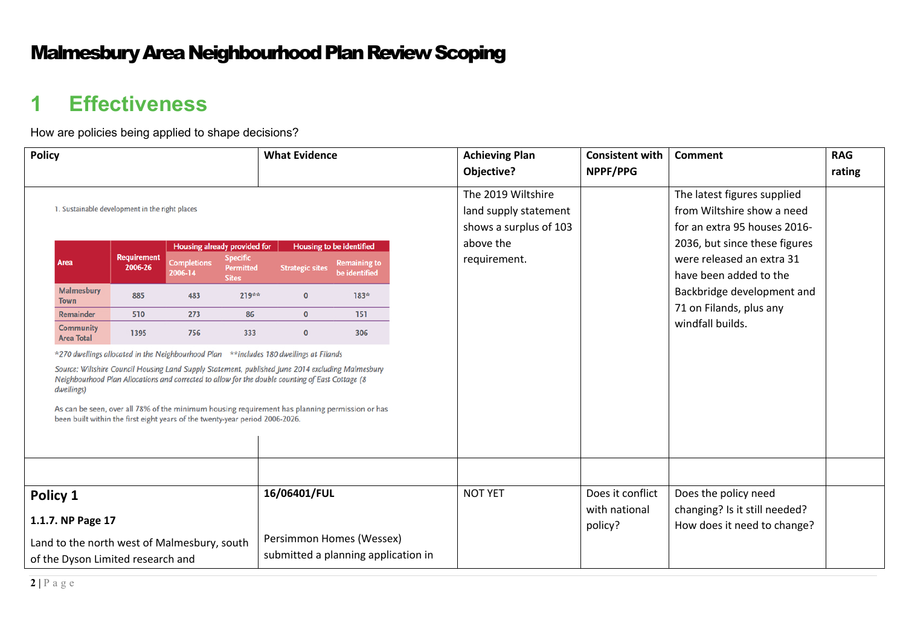# Malmesbury Area Neighbourhood Plan Review Scoping

## 1 Effectiveness

How are policies being applied to shape decisions?

| Policy | What Evidence | Achieving Plan Objective? | Consistent with NPPF/PPG | Comment | RAG rating |
|---|---|---|---|---|---|
| 1. Sustainable development in the right places (see embedded table below) | | The 2019 Wiltshire land supply statement shows a surplus of 103 above the requirement. | | The latest figures supplied from Wiltshire show a need for an extra 95 houses 2016-2036, but since these figures were released an extra 31 have been added to the Backbridge development and 71 on Filands, plus any windfall builds. | |
| | | | | | |
| **Policy 1**<br>**1.1.7. NP Page 17**<br>Land to the north west of Malmesbury, south of the Dyson Limited research and | **16/06401/FUL**<br>Persimmon Homes (Wessex) submitted a planning application in | NOT YET | Does it conflict with national policy? | Does the policy need changing? Is it still needed? How does it need to change? | |

1. Sustainable development in the right places

| Area | Requirement 2006-26 | Housing already provided for | | Housing to be identified | |
|---|---|---|---|---|---|
| | | Completions 2006-14 | Specific Permitted Sites | Strategic sites | Remaining to be identified |
| Malmesbury Town | 885 | 483 | 219** | 0 | 183* |
| Remainder | 510 | 273 | 86 | 0 | 151 |
| Community Area Total | 1395 | 756 | 333 | 0 | 306 |

*270 dwellings allocated in the Neighbourhood Plan **includes 180 dwellings at Filands*

*Source: Wiltshire Council Housing Land Supply Statement, published June 2014 excluding Malmesbury Neighbourhood Plan Allocations and corrected to allow for the double counting of East Cottage (8 dwellings)*

As can be seen, over all 78% of the minimum housing requirement has planning permission or has been built within the first eight years of the twenty-year period 2006-2026.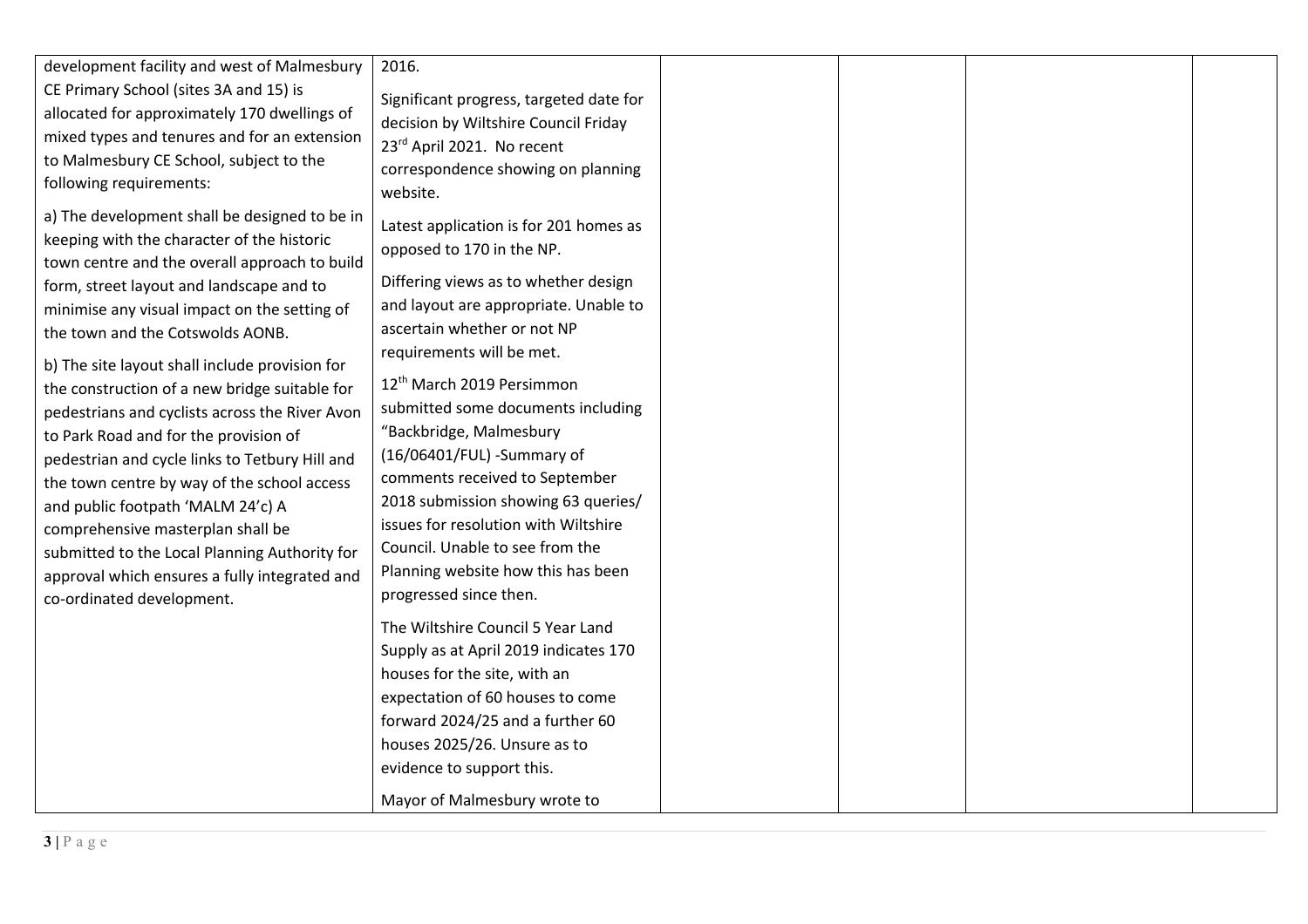| | | | | | |
|---|---|---|---|---|---|
| development facility and west of Malmesbury CE Primary School (sites 3A and 15) is allocated for approximately 170 dwellings of mixed types and tenures and for an extension to Malmesbury CE School, subject to the following requirements:<br><br>a) The development shall be designed to be in keeping with the character of the historic town centre and the overall approach to build form, street layout and landscape and to minimise any visual impact on the setting of the town and the Cotswolds AONB.<br><br>b) The site layout shall include provision for the construction of a new bridge suitable for pedestrians and cyclists across the River Avon to Park Road and for the provision of pedestrian and cycle links to Tetbury Hill and the town centre by way of the school access and public footpath 'MALM 24'c) A comprehensive masterplan shall be submitted to the Local Planning Authority for approval which ensures a fully integrated and co-ordinated development. | 2016.<br><br>Significant progress, targeted date for decision by Wiltshire Council Friday 23rd April 2021. No recent correspondence showing on planning website.<br><br>Latest application is for 201 homes as opposed to 170 in the NP.<br><br>Differing views as to whether design and layout are appropriate. Unable to ascertain whether or not NP requirements will be met.<br><br>12th March 2019 Persimmon submitted some documents including "Backbridge, Malmesbury (16/06401/FUL) -Summary of comments received to September 2018 submission showing 63 queries/ issues for resolution with Wiltshire Council. Unable to see from the Planning website how this has been progressed since then.<br><br>The Wiltshire Council 5 Year Land Supply as at April 2019 indicates 170 houses for the site, with an expectation of 60 houses to come forward 2024/25 and a further 60 houses 2025/26. Unsure as to evidence to support this.<br><br>Mayor of Malmesbury wrote to | | | | |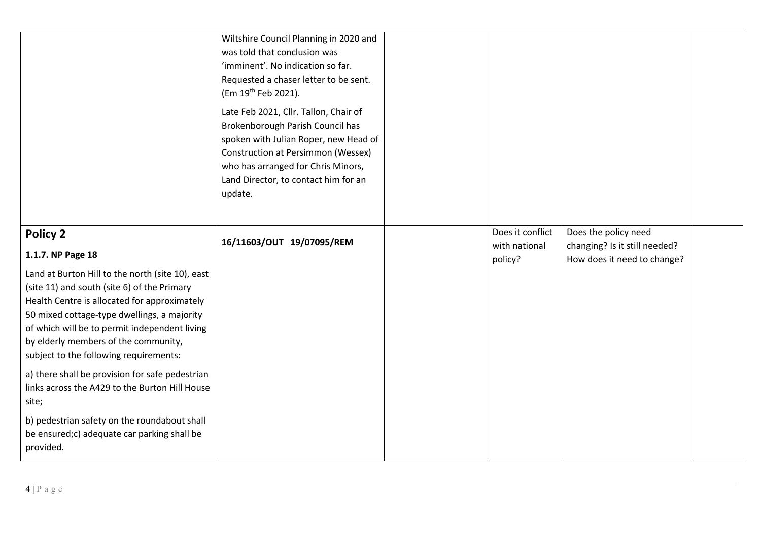| | | | | | |
|---|---|---|---|---|---|
| | Wiltshire Council Planning in 2020 and was told that conclusion was 'imminent'. No indication so far. Requested a chaser letter to be sent. (Em 19th Feb 2021).<br><br>Late Feb 2021, Cllr. Tallon, Chair of Brokenborough Parish Council has spoken with Julian Roper, new Head of Construction at Persimmon (Wessex) who has arranged for Chris Minors, Land Director, to contact him for an update. | | | | |
| **Policy 2**<br><br>**1.1.7. NP Page 18**<br><br>Land at Burton Hill to the north (site 10), east (site 11) and south (site 6) of the Primary Health Centre is allocated for approximately 50 mixed cottage-type dwellings, a majority of which will be to permit independent living by elderly members of the community, subject to the following requirements:<br><br>a) there shall be provision for safe pedestrian links across the A429 to the Burton Hill House site;<br><br>b) pedestrian safety on the roundabout shall be ensured;c) adequate car parking shall be provided. | **16/11603/OUT 19/07095/REM** | | Does it conflict with national policy? | Does the policy need changing? Is it still needed? How does it need to change? | |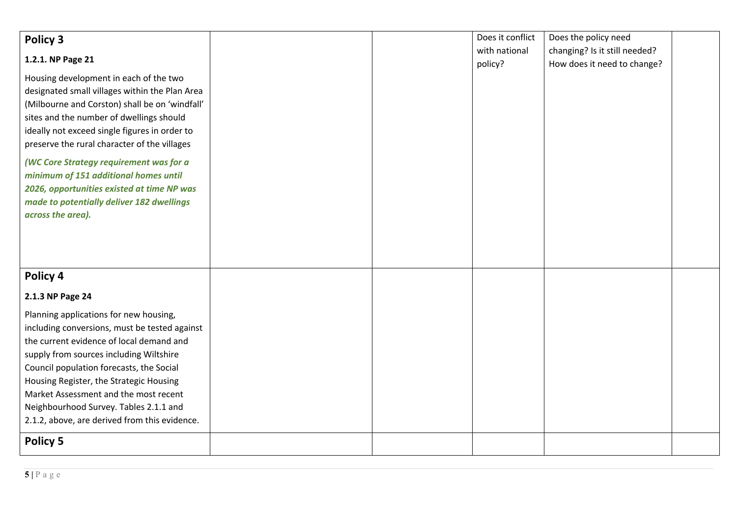| **Policy 3**<br><br>**1.2.1. NP Page 21**<br><br>Housing development in each of the two designated small villages within the Plan Area (Milbourne and Corston) shall be on 'windfall' sites and the number of dwellings should ideally not exceed single figures in order to preserve the rural character of the villages<br><br>***(WC Core Strategy requirement was for a minimum of 151 additional homes until 2026, opportunities existed at time NP was made to potentially deliver 182 dwellings across the area).*** | | | Does it conflict with national policy? | Does the policy need changing? Is it still needed? How does it need to change? | |
|---|---|---|---|---|---|
| **Policy 4**<br><br>**2.1.3 NP Page 24**<br><br>Planning applications for new housing, including conversions, must be tested against the current evidence of local demand and supply from sources including Wiltshire Council population forecasts, the Social Housing Register, the Strategic Housing Market Assessment and the most recent Neighbourhood Survey. Tables 2.1.1 and 2.1.2, above, are derived from this evidence. | | | | | |
| **Policy 5** | | | | | |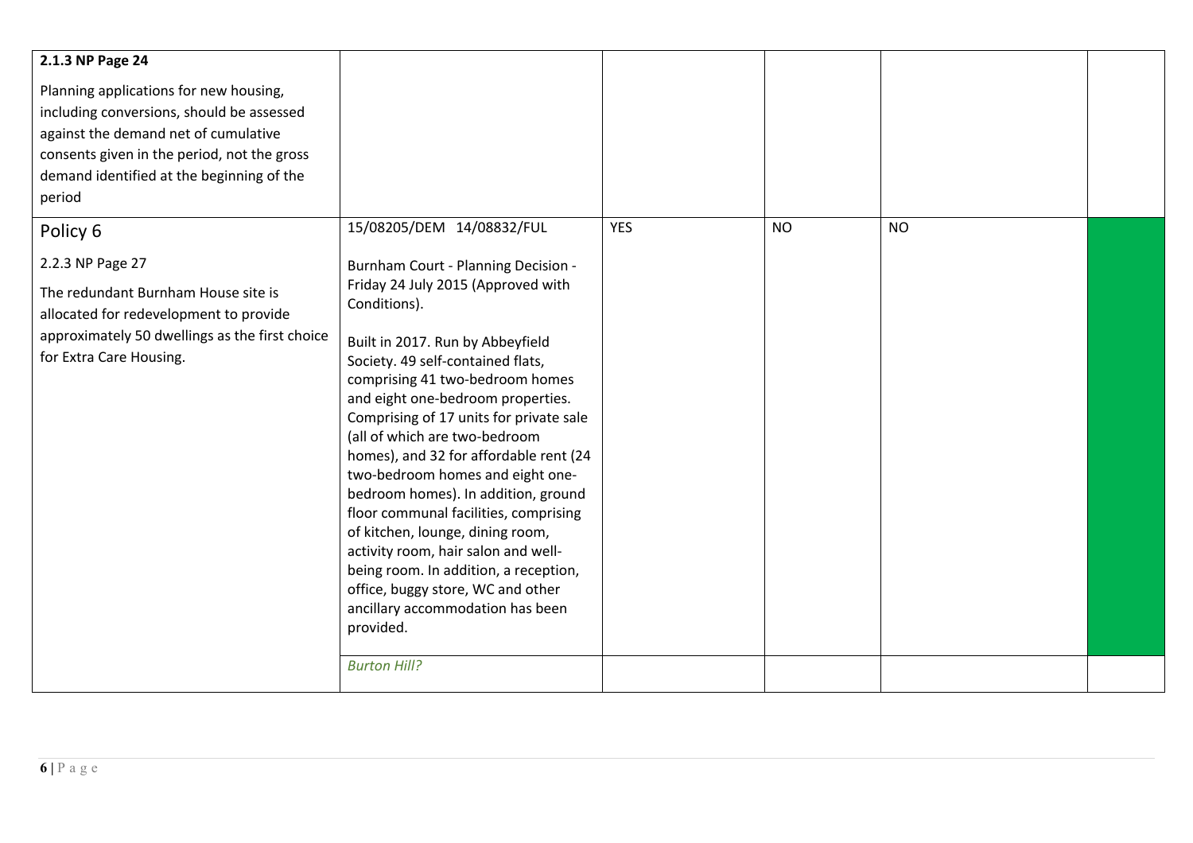| | | | | | |
|---|---|---|---|---|---|
| **2.1.3 NP Page 24**<br><br>Planning applications for new housing, including conversions, should be assessed against the demand net of cumulative consents given in the period, not the gross demand identified at the beginning of the period | | | | | |
| Policy 6<br><br>2.2.3 NP Page 27<br><br>The redundant Burnham House site is allocated for redevelopment to provide approximately 50 dwellings as the first choice for Extra Care Housing. | 15/08205/DEM 14/08832/FUL<br><br>Burnham Court - Planning Decision - Friday 24 July 2015 (Approved with Conditions).<br><br>Built in 2017. Run by Abbeyfield Society. 49 self-contained flats, comprising 41 two-bedroom homes and eight one-bedroom properties. Comprising of 17 units for private sale (all of which are two-bedroom homes), and 32 for affordable rent (24 two-bedroom homes and eight one-bedroom homes). In addition, ground floor communal facilities, comprising of kitchen, lounge, dining room, activity room, hair salon and well-being room. In addition, a reception, office, buggy store, WC and other ancillary accommodation has been provided. | YES | NO | NO | |
| | *Burton Hill?* | | | | |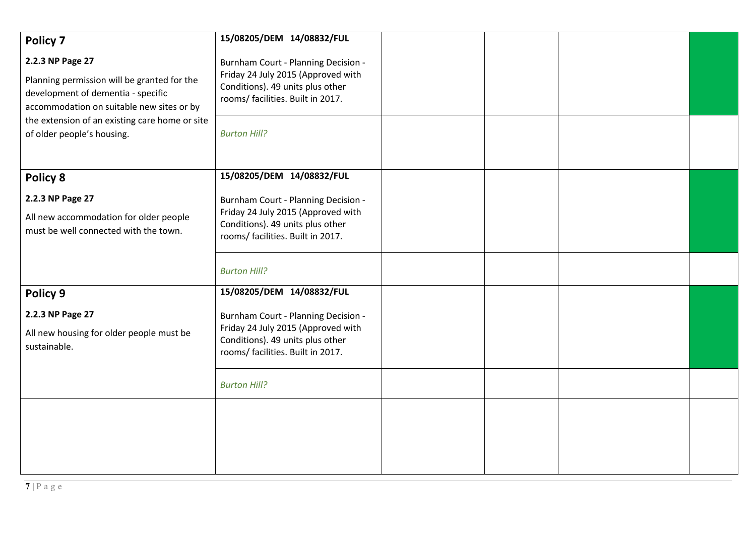| | | | | | |
|---|---|---|---|---|---|
| **Policy 7**<br><br>**2.2.3 NP Page 27**<br><br>Planning permission will be granted for the development of dementia - specific accommodation on suitable new sites or by the extension of an existing care home or site of older people's housing. | **15/08205/DEM 14/08832/FUL**<br><br>Burnham Court - Planning Decision - Friday 24 July 2015 (Approved with Conditions). 49 units plus other rooms/ facilities. Built in 2017. | | | | |
| | *Burton Hill?* | | | | |
| **Policy 8**<br><br>**2.2.3 NP Page 27**<br><br>All new accommodation for older people must be well connected with the town. | **15/08205/DEM 14/08832/FUL**<br><br>Burnham Court - Planning Decision - Friday 24 July 2015 (Approved with Conditions). 49 units plus other rooms/ facilities. Built in 2017. | | | | |
| | *Burton Hill?* | | | | |
| **Policy 9**<br><br>**2.2.3 NP Page 27**<br><br>All new housing for older people must be sustainable. | **15/08205/DEM 14/08832/FUL**<br><br>Burnham Court - Planning Decision - Friday 24 July 2015 (Approved with Conditions). 49 units plus other rooms/ facilities. Built in 2017. | | | | |
| | *Burton Hill?* | | | | |
| | | | | | |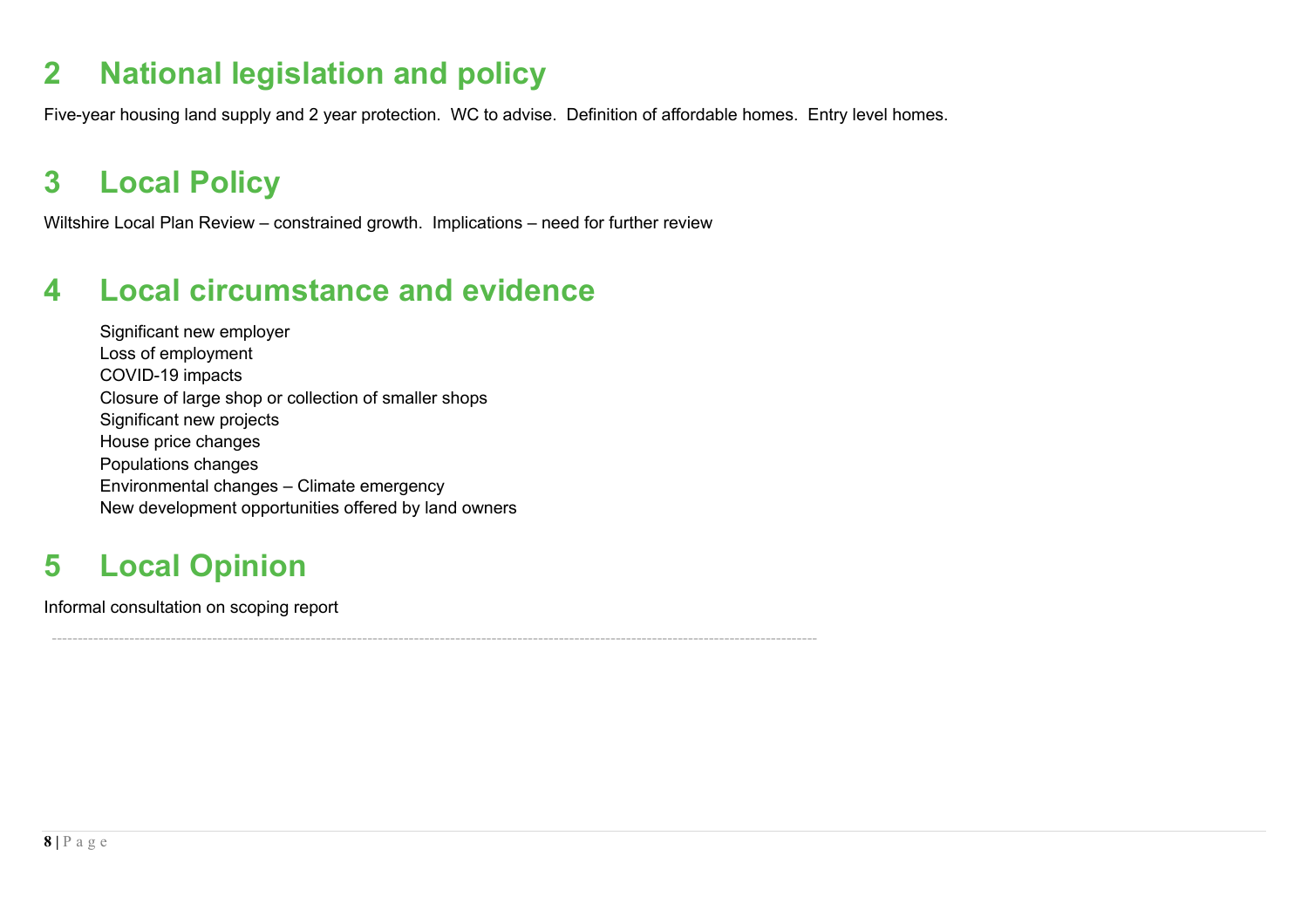## 2 National legislation and policy

Five-year housing land supply and 2 year protection. WC to advise. Definition of affordable homes. Entry level homes.

## 3 Local Policy

Wiltshire Local Plan Review – constrained growth. Implications – need for further review

## 4 Local circumstance and evidence

Significant new employer
Loss of employment
COVID-19 impacts
Closure of large shop or collection of smaller shops
Significant new projects
House price changes
Populations changes
Environmental changes – Climate emergency
New development opportunities offered by land owners

## 5 Local Opinion

Informal consultation on scoping report